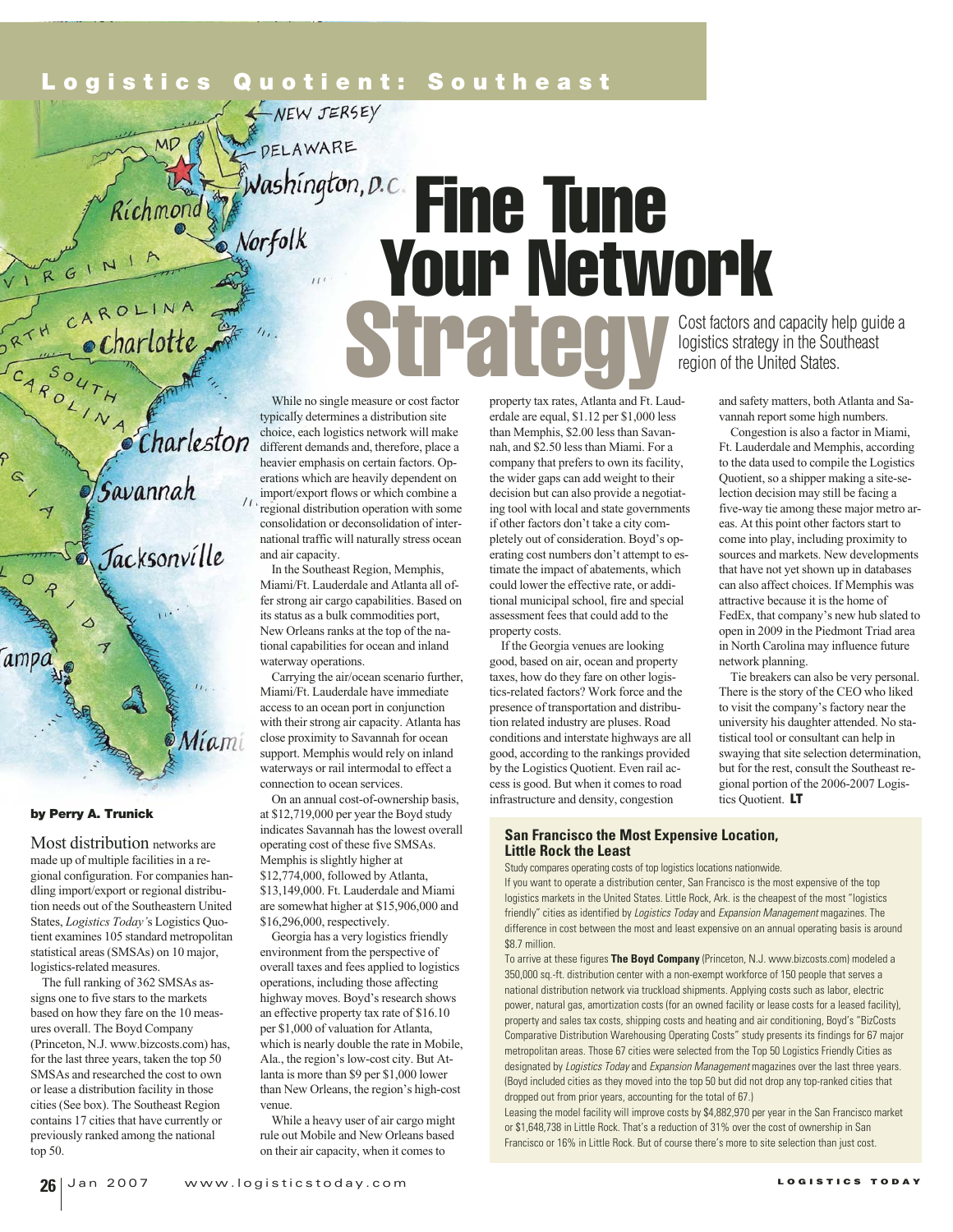# Logistics Quotient: Southeast

# Fine Tune Your Network Strategy

Cost factors and capacity help guide a logistics strategy in the Southeast region of the United States.

**by Perry A. Trunick**

Most distribution networks are made up of multiple facilities in a regional configuration. For companies handling import/export or regional distribution needs out of the Southeastern United States, *Logistics Today's* Logistics Quotient examines 105 standard metropolitan statistical areas (SMSAs) on 10 major, logistics-related measures.

The full ranking of 362 SMSAs assigns one to five stars to the markets based on how they fare on the 10 measures overall. The Boyd Company (Princeton, N.J. www.bizcosts.com) has, for the last three years, taken the top 50 SMSAs and researched the cost to own or lease a distribution facility in those cities (See box). The Southeast Region contains 17 cities that have currently or previously ranked among the national top 50.

While no single measure or cost factor typically determines a distribution site choice, each logistics network will make different demands and, therefore, place a heavier emphasis on certain factors. Operations which are heavily dependent on import/export flows or which combine a regional distribution operation with some consolidation or deconsolidation of international traffic will naturally stress ocean and air capacity.

In the Southeast Region, Memphis, Miami/Ft. Lauderdale and Atlanta all offer strong air cargo capabilities. Based on its status as a bulk commodities port, New Orleans ranks at the top of the national capabilities for ocean and inland waterway operations.

Carrying the air/ocean scenario further, Miami/Ft. Lauderdale have immediate access to an ocean port in conjunction with their strong air capacity. Atlanta has close proximity to Savannah for ocean support. Memphis would rely on inland waterways or rail intermodal to effect a connection to ocean services.

On an annual cost-of-ownership basis, at $12,719,000 per year the Boyd study indicates Savannah has the lowest overall operating cost of these five SMSAs. Memphis is slightly higher at $12,774,000, followed by Atlanta, $13,149,000. Ft. Lauderdale and Miami are somewhat higher at $15,906,000 and $16,296,000, respectively.

Georgia has a very logistics friendly environment from the perspective of overall taxes and fees applied to logistics operations, including those affecting highway moves. Boyd's research shows an effective property tax rate of $16.10 per $1,000 of valuation for Atlanta, which is nearly double the rate in Mobile, Ala., the region's low-cost city. But Atlanta is more than $9 per $1,000 lower than New Orleans, the region's high-cost venue.

While a heavy user of air cargo might rule out Mobile and New Orleans based on their air capacity, when it comes to property tax rates, Atlanta and Ft. Lauderdale are equal, $1.12 per $1,000 less than Memphis, $2.00 less than Savannah, and $2.50 less than Miami. For a company that prefers to own its facility, the wider gaps can add weight to their decision but can also provide a negotiating tool with local and state governments if other factors don't take a city completely out of consideration. Boyd's operating cost numbers don't attempt to estimate the impact of abatements, which could lower the effective rate, or additional municipal school, fire and special assessment fees that could add to the property costs.

If the Georgia venues are looking good, based on air, ocean and property taxes, how do they fare on other logistics-related factors? Work force and the presence of transportation and distribution related industry are pluses. Road conditions and interstate highways are all good, according to the rankings provided by the Logistics Quotient. Even rail access is good. But when it comes to road infrastructure and density, congestion and safety matters, both Atlanta and Savannah report some high numbers.

Congestion is also a factor in Miami, Ft. Lauderdale and Memphis, according to the data used to compile the Logistics Quotient, so a shipper making a site-selection decision may still be facing a five-way tie among these major metro areas. At this point other factors start to come into play, including proximity to sources and markets. New developments that have not yet shown up in databases can also affect choices. If Memphis was attractive because it is the home of FedEx, that company's new hub slated to open in 2009 in the Piedmont Triad area in North Carolina may influence future network planning.

Tie breakers can also be very personal. There is the story of the CEO who liked to visit the company's factory near the university his daughter attended. No statistical tool or consultant can help in swaying that site selection determination, but for the rest, consult the Southeast regional portion of the 2006-2007 Logistics Quotient. **LT**

### San Francisco the Most Expensive Location, Little Rock the Least

Study compares operating costs of top logistics locations nationwide.

If you want to operate a distribution center, San Francisco is the most expensive of the top logistics markets in the United States. Little Rock, Ark. is the cheapest of the most "logistics friendly" cities as identified by *Logistics Today* and *Expansion Management* magazines. The difference in cost between the most and least expensive on an annual operating basis is around $8.7 million.

To arrive at these figures **The Boyd Company** (Princeton, N.J. www.bizcosts.com) modeled a 350,000 sq.-ft. distribution center with a non-exempt workforce of 150 people that serves a national distribution network via truckload shipments. Applying costs such as labor, electric power, natural gas, amortization costs (for an owned facility or lease costs for a leased facility), property and sales tax costs, shipping costs and heating and air conditioning, Boyd's "BizCosts Comparative Distribution Warehousing Operating Costs" study presents its findings for 67 major metropolitan areas. Those 67 cities were selected from the Top 50 Logistics Friendly Cities as designated by *Logistics Today* and *Expansion Management* magazines over the last three years. (Boyd included cities as they moved into the top 50 but did not drop any top-ranked cities that dropped out from prior years, accounting for the total of 67.)

Leasing the model facility will improve costs by $4,882,970 per year in the San Francisco market or $1,648,738 in Little Rock. That's a reduction of 31% over the cost of ownership in San Francisco or 16% in Little Rock. But of course there's more to site selection than just cost.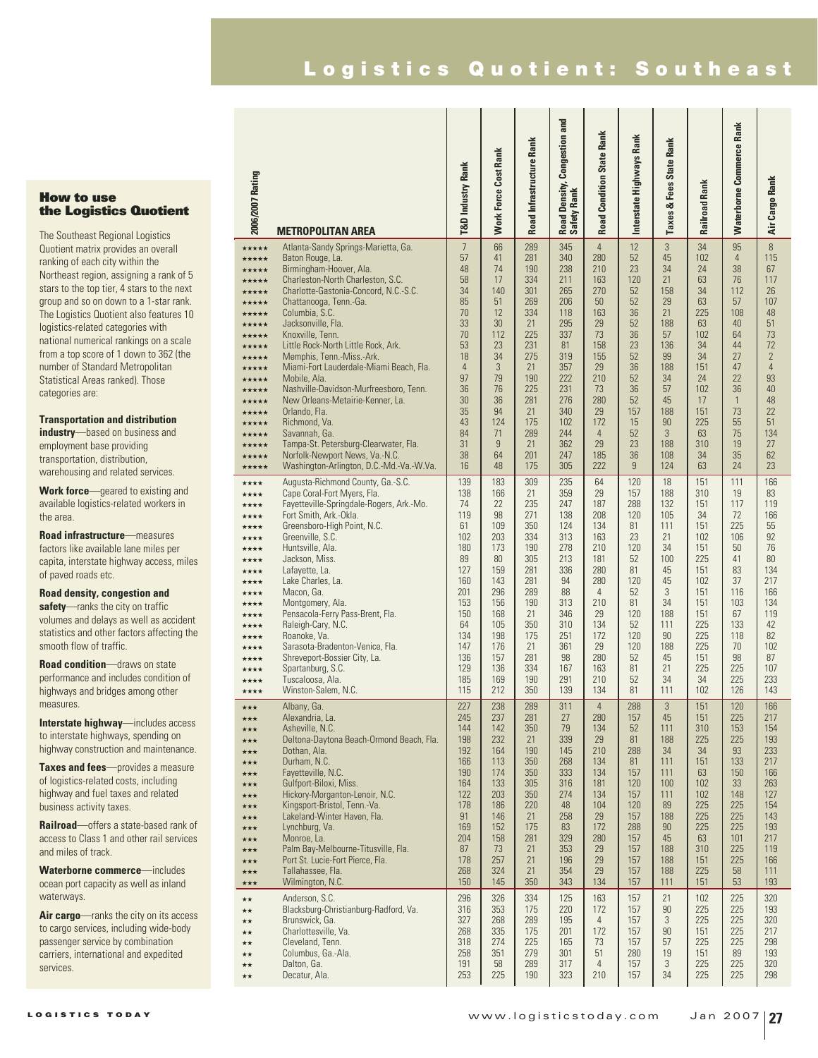# Logistics Quotient: Southeast

## How to use the Logistics Quotient

The Southeast Regional Logistics Quotient matrix provides an overall ranking of each city within the Northeast region, assigning a rank of 5 stars to the top tier, 4 stars to the next group and so on down to a 1-star rank. The Logistics Quotient also features 10 logistics-related categories with national numerical rankings on a scale from a top score of 1 down to 362 (the number of Standard Metropolitan Statistical Areas ranked). Those categories are:

**Transportation and distribution industry**—based on business and employment base providing transportation, distribution, warehousing and related services.

**Work force**—geared to existing and available logistics-related workers in the area.

**Road infrastructure**—measures factors like available lane miles per capita, interstate highway access, miles of paved roads etc.

**Road density, congestion and safety**—ranks the city on traffic volumes and delays as well as accident statistics and other factors affecting the smooth flow of traffic.

**Road condition**—draws on state performance and includes condition of highways and bridges among other measures.

**Interstate highway**—includes access to interstate highways, spending on highway construction and maintenance.

**Taxes and fees**—provides a measure of logistics-related costs, including highway and fuel taxes and related business activity taxes.

**Railroad**—offers a state-based rank of access to Class 1 and other rail services and miles of track.

**Waterborne commerce**—includes ocean port capacity as well as inland waterways.

**Air cargo**—ranks the city on its access to cargo services, including wide-body passenger service by combination carriers, international and expedited services.

| 2006/2007 Rating | METROPOLITAN AREA | T&D Industry Rank | Work Force Cost Rank | Road Infrastructure Rank | Road Density, Congestion and Safety Rank | Road Condition State Rank | Interstate Highways Rank | Taxes & Fees State Rank | Railroad Rank | Waterborne Commerce Rank | Air Cargo Rank |
|---|---|---|---|---|---|---|---|---|---|---|---|
| ★★★★★ | Atlanta-Sandy Springs-Marietta, Ga. | 7 | 66 | 289 | 345 | 4 | 12 | 3 | 34 | 95 | 8 |
| ★★★★★ | Baton Rouge, La. | 57 | 41 | 281 | 340 | 280 | 52 | 45 | 102 | 4 | 115 |
| ★★★★★ | Birmingham-Hoover, Ala. | 48 | 74 | 190 | 238 | 210 | 23 | 34 | 24 | 38 | 67 |
| ★★★★★ | Charleston-North Charleston, S.C. | 58 | 17 | 334 | 211 | 163 | 120 | 21 | 63 | 76 | 117 |
| ★★★★★ | Charlotte-Gastonia-Concord, N.C.-S.C. | 34 | 140 | 301 | 265 | 270 | 52 | 158 | 34 | 112 | 26 |
| ★★★★★ | Chattanooga, Tenn.-Ga. | 85 | 51 | 269 | 206 | 50 | 52 | 29 | 63 | 57 | 107 |
| ★★★★★ | Columbia, S.C. | 70 | 12 | 334 | 118 | 163 | 36 | 21 | 225 | 108 | 48 |
| ★★★★★ | Jacksonville, Fla. | 33 | 30 | 21 | 295 | 29 | 52 | 188 | 63 | 40 | 51 |
| ★★★★★ | Knoxville, Tenn. | 70 | 112 | 225 | 337 | 73 | 36 | 57 | 102 | 64 | 73 |
| ★★★★★ | Little Rock-North Little Rock, Ark. | 53 | 23 | 231 | 81 | 158 | 23 | 136 | 34 | 44 | 72 |
| ★★★★★ | Memphis, Tenn.-Miss.-Ark. | 18 | 34 | 275 | 319 | 155 | 52 | 99 | 34 | 27 | 2 |
| ★★★★★ | Miami-Fort Lauderdale-Miami Beach, Fla. | 4 | 3 | 21 | 357 | 29 | 36 | 188 | 151 | 47 | 4 |
| ★★★★★ | Mobile, Ala. | 97 | 79 | 190 | 222 | 210 | 52 | 34 | 24 | 22 | 93 |
| ★★★★★ | Nashville-Davidson-Murfreesboro, Tenn. | 36 | 76 | 225 | 231 | 73 | 36 | 57 | 102 | 36 | 40 |
| ★★★★★ | New Orleans-Metairie-Kenner, La. | 30 | 36 | 281 | 276 | 280 | 52 | 45 | 17 | 1 | 48 |
| ★★★★★ | Orlando, Fla. | 35 | 94 | 21 | 340 | 29 | 157 | 188 | 151 | 73 | 22 |
| ★★★★★ | Richmond, Va. | 43 | 124 | 175 | 102 | 172 | 15 | 90 | 225 | 55 | 51 |
| ★★★★★ | Savannah, Ga. | 84 | 71 | 289 | 244 | 4 | 52 | 3 | 63 | 75 | 134 |
| ★★★★★ | Tampa-St. Petersburg-Clearwater, Fla. | 31 | 9 | 21 | 362 | 29 | 23 | 188 | 310 | 19 | 27 |
| ★★★★★ | Norfolk-Newport News, Va.-N.C. | 38 | 64 | 201 | 247 | 185 | 36 | 108 | 34 | 35 | 62 |
| ★★★★★ | Washington-Arlington, D.C.-Md.-Va.-W.Va. | 16 | 48 | 175 | 305 | 222 | 9 | 124 | 63 | 24 | 23 |
| ★★★★ | Augusta-Richmond County, Ga.-S.C. | 139 | 183 | 309 | 235 | 64 | 120 | 18 | 151 | 111 | 166 |
| ★★★★ | Cape Coral-Fort Myers, Fla. | 138 | 166 | 21 | 359 | 29 | 157 | 188 | 310 | 19 | 83 |
| ★★★★ | Fayetteville-Springdale-Rogers, Ark.-Mo. | 74 | 22 | 235 | 247 | 187 | 288 | 132 | 151 | 117 | 119 |
| ★★★★ | Fort Smith, Ark.-Okla. | 119 | 98 | 271 | 138 | 208 | 120 | 105 | 34 | 72 | 166 |
| ★★★★ | Greensboro-High Point, N.C. | 61 | 109 | 350 | 124 | 134 | 81 | 111 | 151 | 225 | 55 |
| ★★★★ | Greenville, S.C. | 102 | 203 | 334 | 313 | 163 | 23 | 21 | 102 | 106 | 92 |
| ★★★★ | Huntsville, Ala. | 180 | 173 | 190 | 278 | 210 | 120 | 34 | 151 | 50 | 76 |
| ★★★★ | Jackson, Miss. | 89 | 80 | 305 | 213 | 181 | 52 | 100 | 225 | 41 | 80 |
| ★★★★ | Lafayette, La. | 127 | 159 | 281 | 336 | 280 | 81 | 45 | 151 | 83 | 134 |
| ★★★★ | Lake Charles, La. | 160 | 143 | 281 | 94 | 280 | 120 | 45 | 102 | 37 | 217 |
| ★★★★ | Macon, Ga. | 201 | 296 | 289 | 88 | 4 | 52 | 3 | 151 | 116 | 166 |
| ★★★★ | Montgomery, Ala. | 153 | 156 | 190 | 313 | 210 | 81 | 34 | 151 | 103 | 134 |
| ★★★★ | Pensacola-Ferry Pass-Brent, Fla. | 150 | 168 | 21 | 346 | 29 | 120 | 188 | 151 | 67 | 119 |
| ★★★★ | Raleigh-Cary, N.C. | 64 | 105 | 350 | 310 | 134 | 52 | 111 | 225 | 133 | 42 |
| ★★★★ | Roanoke, Va. | 134 | 198 | 175 | 251 | 172 | 120 | 90 | 225 | 118 | 82 |
| ★★★★ | Sarasota-Bradenton-Venice, Fla. | 147 | 176 | 21 | 361 | 29 | 120 | 188 | 225 | 70 | 102 |
| ★★★★ | Shreveport-Bossier City, La. | 136 | 157 | 281 | 98 | 280 | 52 | 45 | 151 | 98 | 87 |
| ★★★★ | Spartanburg, S.C. | 129 | 136 | 334 | 167 | 163 | 81 | 21 | 225 | 225 | 107 |
| ★★★★ | Tuscaloosa, Ala. | 185 | 169 | 190 | 291 | 210 | 52 | 34 | 34 | 225 | 233 |
| ★★★★ | Winston-Salem, N.C. | 115 | 212 | 350 | 139 | 134 | 81 | 111 | 102 | 126 | 143 |
| ★★★ | Albany, Ga. | 227 | 238 | 289 | 311 | 4 | 288 | 3 | 151 | 120 | 166 |
| ★★★ | Alexandria, La. | 245 | 237 | 281 | 27 | 280 | 157 | 45 | 151 | 225 | 217 |
| ★★★ | Asheville, N.C. | 144 | 142 | 350 | 79 | 134 | 52 | 111 | 310 | 153 | 154 |
| ★★★ | Deltona-Daytona Beach-Ormond Beach, Fla. | 198 | 232 | 21 | 339 | 29 | 81 | 188 | 225 | 225 | 193 |
| ★★★ | Dothan, Ala. | 192 | 164 | 190 | 145 | 210 | 288 | 34 | 34 | 93 | 233 |
| ★★★ | Durham, N.C. | 166 | 113 | 350 | 268 | 134 | 81 | 111 | 151 | 133 | 217 |
| ★★★ | Fayetteville, N.C. | 190 | 174 | 350 | 333 | 134 | 157 | 111 | 63 | 150 | 166 |
| ★★★ | Gulfport-Biloxi, Miss. | 164 | 133 | 305 | 316 | 181 | 120 | 100 | 102 | 33 | 263 |
| ★★★ | Hickory-Morganton-Lenoir, N.C. | 122 | 203 | 350 | 274 | 134 | 157 | 111 | 102 | 148 | 127 |
| ★★★ | Kingsport-Bristol, Tenn.-Va. | 178 | 186 | 220 | 48 | 104 | 120 | 89 | 225 | 225 | 154 |
| ★★★ | Lakeland-Winter Haven, Fla. | 91 | 146 | 21 | 258 | 29 | 157 | 188 | 225 | 225 | 143 |
| ★★★ | Lynchburg, Va. | 169 | 152 | 175 | 83 | 172 | 288 | 90 | 225 | 225 | 193 |
| ★★★ | Monroe, La. | 204 | 158 | 281 | 329 | 280 | 157 | 45 | 63 | 101 | 217 |
| ★★★ | Palm Bay-Melbourne-Titusville, Fla. | 87 | 73 | 21 | 353 | 29 | 157 | 188 | 310 | 225 | 119 |
| ★★★ | Port St. Lucie-Fort Pierce, Fla. | 178 | 257 | 21 | 196 | 29 | 157 | 188 | 151 | 225 | 166 |
| ★★★ | Tallahassee, Fla. | 268 | 324 | 21 | 354 | 29 | 157 | 188 | 225 | 58 | 111 |
| ★★★ | Wilmington, N.C. | 150 | 145 | 350 | 343 | 134 | 157 | 111 | 151 | 53 | 193 |
| ★★ | Anderson, S.C. | 296 | 326 | 334 | 125 | 163 | 157 | 21 | 102 | 225 | 320 |
| ★★ | Blacksburg-Christianburg-Radford, Va. | 316 | 353 | 175 | 220 | 172 | 157 | 90 | 225 | 225 | 193 |
| ★★ | Brunswick, Ga. | 327 | 268 | 289 | 195 | 4 | 157 | 3 | 225 | 225 | 320 |
| ★★ | Charlottesville, Va. | 268 | 335 | 175 | 201 | 172 | 157 | 90 | 151 | 225 | 217 |
| ★★ | Cleveland, Tenn. | 318 | 274 | 225 | 165 | 73 | 157 | 57 | 225 | 225 | 298 |
| ★★ | Columbus, Ga.-Ala. | 258 | 351 | 279 | 301 | 51 | 280 | 19 | 151 | 89 | 193 |
| ★★ | Dalton, Ga. | 191 | 58 | 289 | 317 | 4 | 157 | 3 | 225 | 225 | 320 |
| ★★ | Decatur, Ala. | 253 | 225 | 190 | 323 | 210 | 157 | 34 | 225 | 225 | 298 |